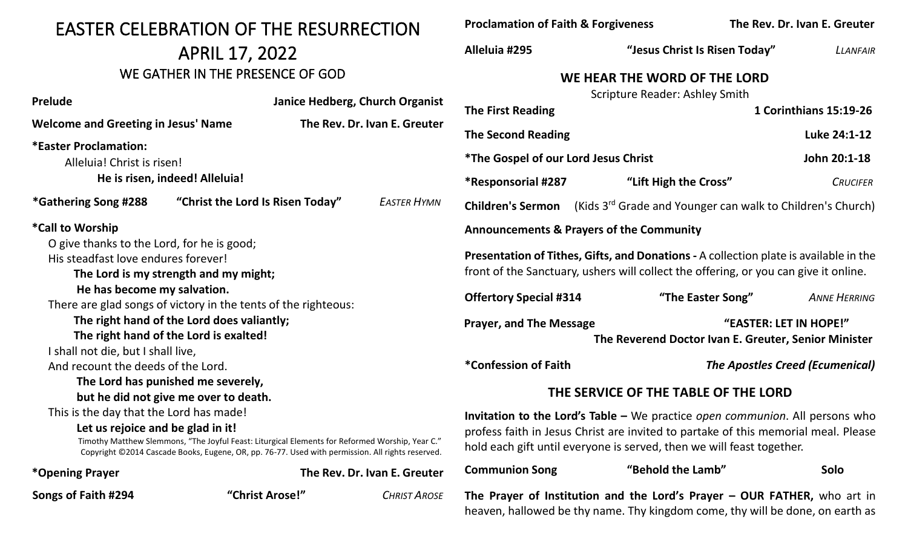# EASTER CELEBRATION OF THE RESURRECTION

# APRIL 17, 2022

## WE GATHER IN THE PRESENCE OF GOD

**Prelude** **Janice Hedberg, Church Organist**

**Welcome and Greeting in Jesus' Name** **The Rev. Dr. Ivan E. Greuter**

**\*Easter Proclamation:**

Alleluia! Christ is risen!

**He is risen, indeed! Alleluia!**

**\*Gathering Song #288** **"Christ the Lord Is Risen Today"** *EASTER HYMN*

**\*Call to Worship**

O give thanks to the Lord, for he is good;
His steadfast love endures forever!

**The Lord is my strength and my might;**
**He has become my salvation.**

There are glad songs of victory in the tents of the righteous:

**The right hand of the Lord does valiantly;**
**The right hand of the Lord is exalted!**

I shall not die, but I shall live,
And recount the deeds of the Lord.

**The Lord has punished me severely,**
**but he did not give me over to death.**

This is the day that the Lord has made!

**Let us rejoice and be glad in it!**

Timothy Matthew Slemmons, "The Joyful Feast: Liturgical Elements for Reformed Worship, Year C." Copyright ©2014 Cascade Books, Eugene, OR, pp. 76-77. Used with permission. All rights reserved.

**\*Opening Prayer** **The Rev. Dr. Ivan E. Greuter**

**Songs of Faith #294** **"Christ Arose!"** *CHRIST AROSE*

**Proclamation of Faith & Forgiveness** **The Rev. Dr. Ivan E. Greuter**

**Alleluia #295** **"Jesus Christ Is Risen Today"** *LLANFAIR*

## WE HEAR THE WORD OF THE LORD

Scripture Reader: Ashley Smith

**The First Reading** **1 Corinthians 15:19-26**

**The Second Reading** **Luke 24:1-12**

**\*The Gospel of our Lord Jesus Christ** **John 20:1-18**

**\*Responsorial #287** **"Lift High the Cross"** *CRUCIFER*

**Children's Sermon** (Kids 3rd Grade and Younger can walk to Children's Church)

**Announcements & Prayers of the Community**

**Presentation of Tithes, Gifts, and Donations -** A collection plate is available in the front of the Sanctuary, ushers will collect the offering, or you can give it online.

**Offertory Special #314** **"The Easter Song"** *ANNE HERRING*

**Prayer, and The Message** **"EASTER: LET IN HOPE!"**
**The Reverend Doctor Ivan E. Greuter, Senior Minister**

**\*Confession of Faith** ***The Apostles Creed (Ecumenical)***

## THE SERVICE OF THE TABLE OF THE LORD

**Invitation to the Lord's Table –** We practice *open communion*. All persons who profess faith in Jesus Christ are invited to partake of this memorial meal. Please hold each gift until everyone is served, then we will feast together.

**Communion Song** **"Behold the Lamb"** **Solo**

**The Prayer of Institution and the Lord's Prayer – OUR FATHER,** who art in heaven, hallowed be thy name. Thy kingdom come, thy will be done, on earth as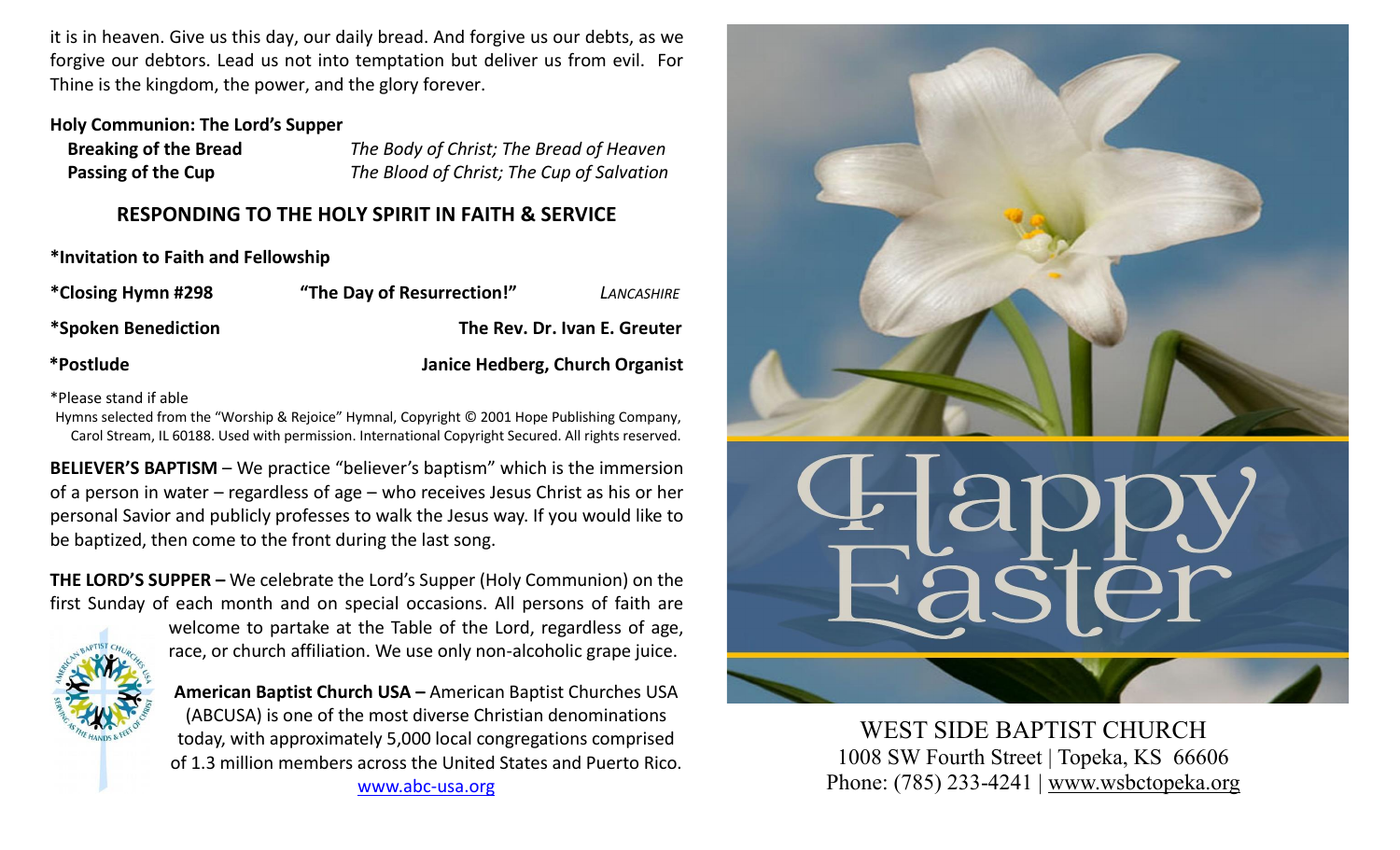it is in heaven. Give us this day, our daily bread. And forgive us our debts, as we forgive our debtors. Lead us not into temptation but deliver us from evil. For Thine is the kingdom, the power, and the glory forever.

**Holy Communion: The Lord's Supper**

**Breaking of the Bread** *The Body of Christ; The Bread of Heaven*

**Passing of the Cup** *The Blood of Christ; The Cup of Salvation*

## RESPONDING TO THE HOLY SPIRIT IN FAITH & SERVICE

**\*Invitation to Faith and Fellowship**

**\*Closing Hymn #298** **"The Day of Resurrection!"** *LANCASHIRE*

**\*Spoken Benediction** **The Rev. Dr. Ivan E. Greuter**

**\*Postlude** **Janice Hedberg, Church Organist**

\*Please stand if able

Hymns selected from the "Worship & Rejoice" Hymnal, Copyright © 2001 Hope Publishing Company, Carol Stream, IL 60188. Used with permission. International Copyright Secured. All rights reserved.

**BELIEVER'S BAPTISM** – We practice "believer's baptism" which is the immersion of a person in water – regardless of age – who receives Jesus Christ as his or her personal Savior and publicly professes to walk the Jesus way. If you would like to be baptized, then come to the front during the last song.

**THE LORD'S SUPPER –** We celebrate the Lord's Supper (Holy Communion) on the first Sunday of each month and on special occasions. All persons of faith are welcome to partake at the Table of the Lord, regardless of age, race, or church affiliation. We use only non-alcoholic grape juice.

**American Baptist Church USA –** American Baptist Churches USA (ABCUSA) is one of the most diverse Christian denominations today, with approximately 5,000 local congregations comprised of 1.3 million members across the United States and Puerto Rico. www.abc-usa.org

Happy Easter

WEST SIDE BAPTIST CHURCH
1008 SW Fourth Street | Topeka, KS 66606
Phone: (785) 233-4241 | www.wsbctopeka.org